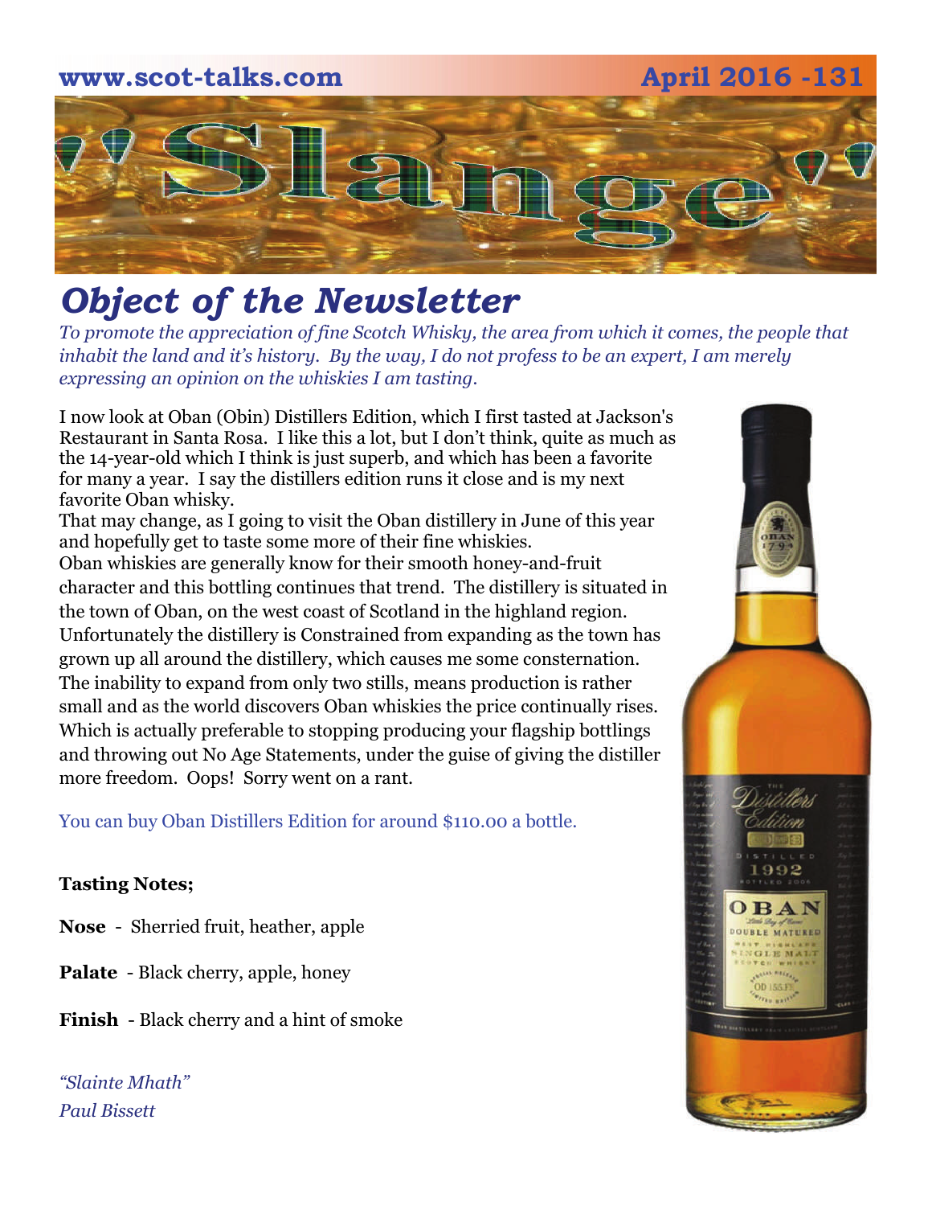www.scot-talks.com April 2016 -131

# "Slange"

## *Object of the Newsletter*

*To promote the appreciation of fine Scotch Whisky, the area from which it comes, the people that inhabit the land and it's history. By the way, I do not profess to be an expert, I am merely expressing an opinion on the whiskies I am tasting.*

I now look at Oban (Obin) Distillers Edition, which I first tasted at Jackson's Restaurant in Santa Rosa. I like this a lot, but I don't think, quite as much as the 14-year-old which I think is just superb, and which has been a favorite for many a year. I say the distillers edition runs it close and is my next favorite Oban whisky.
That may change, as I going to visit the Oban distillery in June of this year and hopefully get to taste some more of their fine whiskies.
Oban whiskies are generally know for their smooth honey-and-fruit character and this bottling continues that trend. The distillery is situated in the town of Oban, on the west coast of Scotland in the highland region. Unfortunately the distillery is Constrained from expanding as the town has grown up all around the distillery, which causes me some consternation. The inability to expand from only two stills, means production is rather small and as the world discovers Oban whiskies the price continually rises. Which is actually preferable to stopping producing your flagship bottlings and throwing out No Age Statements, under the guise of giving the distiller more freedom. Oops! Sorry went on a rant.

You can buy Oban Distillers Edition for around $110.00 a bottle.

**Tasting Notes;**

**Nose** - Sherried fruit, heather, apple

**Palate** - Black cherry, apple, honey

**Finish** - Black cherry and a hint of smoke

*"Slainte Mhath"*
*Paul Bissett*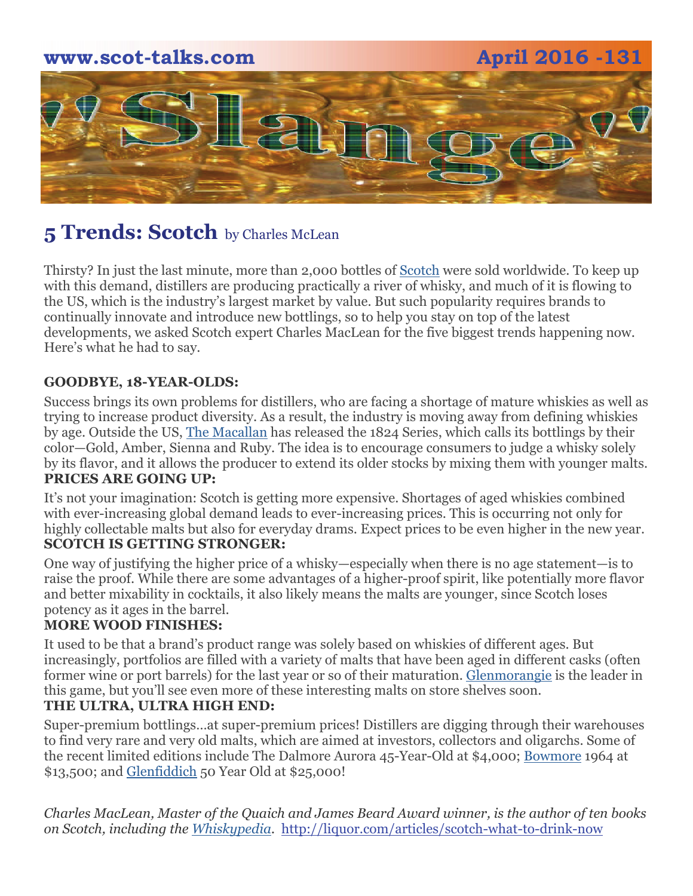## 5 Trends: Scotch by Charles McLean

Thirsty? In just the last minute, more than 2,000 bottles of Scotch were sold worldwide. To keep up with this demand, distillers are producing practically a river of whisky, and much of it is flowing to the US, which is the industry's largest market by value. But such popularity requires brands to continually innovate and introduce new bottlings, so to help you stay on top of the latest developments, we asked Scotch expert Charles MacLean for the five biggest trends happening now. Here's what he had to say.

**GOODBYE, 18-YEAR-OLDS:**

Success brings its own problems for distillers, who are facing a shortage of mature whiskies as well as trying to increase product diversity. As a result, the industry is moving away from defining whiskies by age. Outside the US, The Macallan has released the 1824 Series, which calls its bottlings by their color—Gold, Amber, Sienna and Ruby. The idea is to encourage consumers to judge a whisky solely by its flavor, and it allows the producer to extend its older stocks by mixing them with younger malts.

**PRICES ARE GOING UP:**

It's not your imagination: Scotch is getting more expensive. Shortages of aged whiskies combined with ever-increasing global demand leads to ever-increasing prices. This is occurring not only for highly collectable malts but also for everyday drams. Expect prices to be even higher in the new year.

**SCOTCH IS GETTING STRONGER:**

One way of justifying the higher price of a whisky—especially when there is no age statement—is to raise the proof. While there are some advantages of a higher-proof spirit, like potentially more flavor and better mixability in cocktails, it also likely means the malts are younger, since Scotch loses potency as it ages in the barrel.

**MORE WOOD FINISHES:**

It used to be that a brand's product range was solely based on whiskies of different ages. But increasingly, portfolios are filled with a variety of malts that have been aged in different casks (often former wine or port barrels) for the last year or so of their maturation. Glenmorangie is the leader in this game, but you'll see even more of these interesting malts on store shelves soon.

**THE ULTRA, ULTRA HIGH END:**

Super-premium bottlings…at super-premium prices! Distillers are digging through their warehouses to find very rare and very old malts, which are aimed at investors, collectors and oligarchs. Some of the recent limited editions include The Dalmore Aurora 45-Year-Old at $4,000; Bowmore 1964 at $13,500; and Glenfiddich 50 Year Old at $25,000!

*Charles MacLean, Master of the Quaich and James Beard Award winner, is the author of ten books on Scotch, including the Whiskypedia.* http://liquor.com/articles/scotch-what-to-drink-now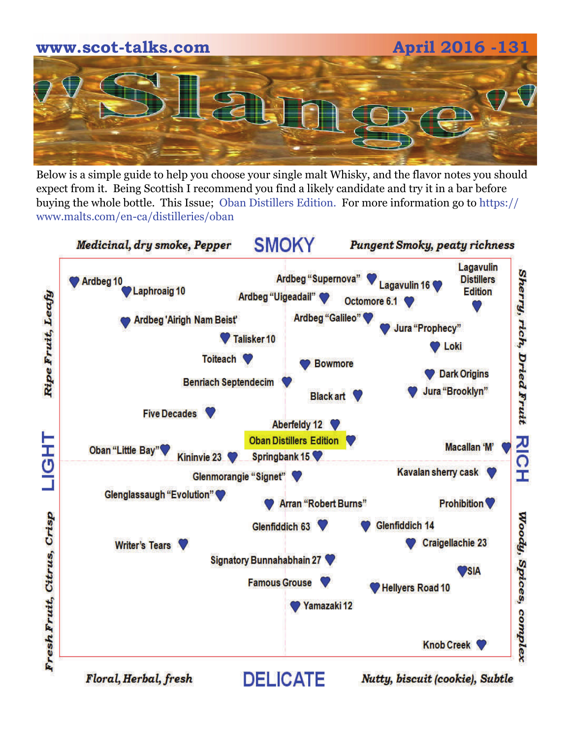www.scot-talks.com April 2016 -131

# 'Slange'

Below is a simple guide to help you choose your single malt Whisky, and the flavor notes you should expect from it. Being Scottish I recommend you find a likely candidate and try it in a bar before buying the whole bottle. This Issue; Oban Distillers Edition. For more information go to https://www.malts.com/en-ca/distilleries/oban

*Medicinal, dry smoke, Pepper* **SMOKY** *Pungent Smoky, peaty richness*

*Ripe Fruit, Leafy* **LIGHT** *Fresh Fruit, Citrus, Crisp*

*Sherry, rich, Dried Fruit* **RICH** *Woody, Spices, complex*

*Floral, Herbal, fresh* **DELICATE** *Nutty, biscuit (cookie), Subtle*

Ardbeg 10
Laphroaig 10
Ardbeg "Supernova"
Lagavulin 16
Lagavulin Distillers Edition
Ardbeg "Uigeadail"
Octomore 6.1
Ardbeg 'Airigh Nam Beist'
Ardbeg "Galileo"
Jura "Prophecy"
Talisker 10
Loki
Toiteach
Bowmore
Benriach Septendecim
Dark Origins
Black art
Jura "Brooklyn"
Five Decades
Aberfeldy 12
Oban Distillers Edition
Oban "Little Bay"
Macallan 'M'
Kininvie 23
Springbank 15
Glenmorangie "Signet"
Kavalan sherry cask
Glenglassaugh "Evolution"
Arran "Robert Burns"
Prohibition
Glenfiddich 63
Glenfiddich 14
Writer's Tears
Craigellachie 23
Signatory Bunnahabhain 27
SIA
Famous Grouse
Hellyers Road 10
Yamazaki 12
Knob Creek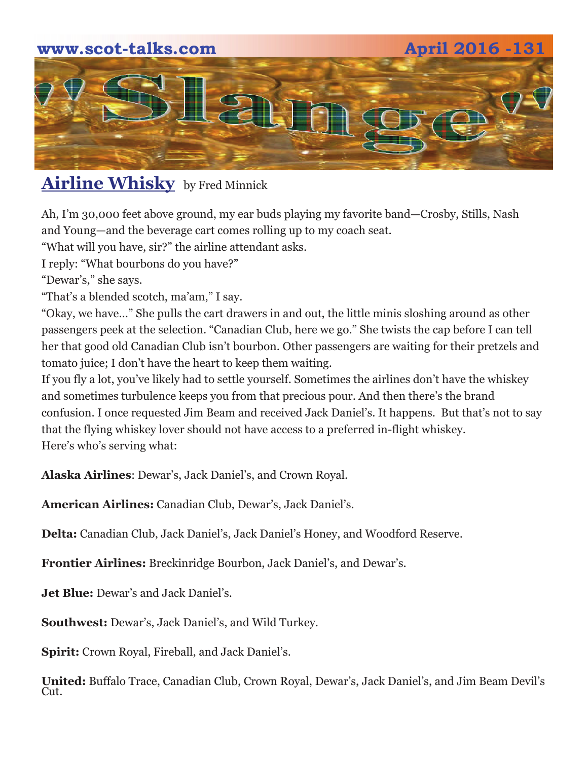## Airline Whisky by Fred Minnick

Ah, I'm 30,000 feet above ground, my ear buds playing my favorite band—Crosby, Stills, Nash and Young—and the beverage cart comes rolling up to my coach seat.

"What will you have, sir?" the airline attendant asks.

I reply: "What bourbons do you have?"

"Dewar's," she says.

"That's a blended scotch, ma'am," I say.

"Okay, we have…" She pulls the cart drawers in and out, the little minis sloshing around as other passengers peek at the selection. "Canadian Club, here we go." She twists the cap before I can tell her that good old Canadian Club isn't bourbon. Other passengers are waiting for their pretzels and tomato juice; I don't have the heart to keep them waiting.

If you fly a lot, you've likely had to settle yourself. Sometimes the airlines don't have the whiskey and sometimes turbulence keeps you from that precious pour. And then there's the brand confusion. I once requested Jim Beam and received Jack Daniel's. It happens. But that's not to say that the flying whiskey lover should not have access to a preferred in-flight whiskey.

Here's who's serving what:

**Alaska Airlines**: Dewar's, Jack Daniel's, and Crown Royal.

**American Airlines:** Canadian Club, Dewar's, Jack Daniel's.

**Delta:** Canadian Club, Jack Daniel's, Jack Daniel's Honey, and Woodford Reserve.

**Frontier Airlines:** Breckinridge Bourbon, Jack Daniel's, and Dewar's.

**Jet Blue:** Dewar's and Jack Daniel's.

**Southwest:** Dewar's, Jack Daniel's, and Wild Turkey.

**Spirit:** Crown Royal, Fireball, and Jack Daniel's.

**United:** Buffalo Trace, Canadian Club, Crown Royal, Dewar's, Jack Daniel's, and Jim Beam Devil's Cut.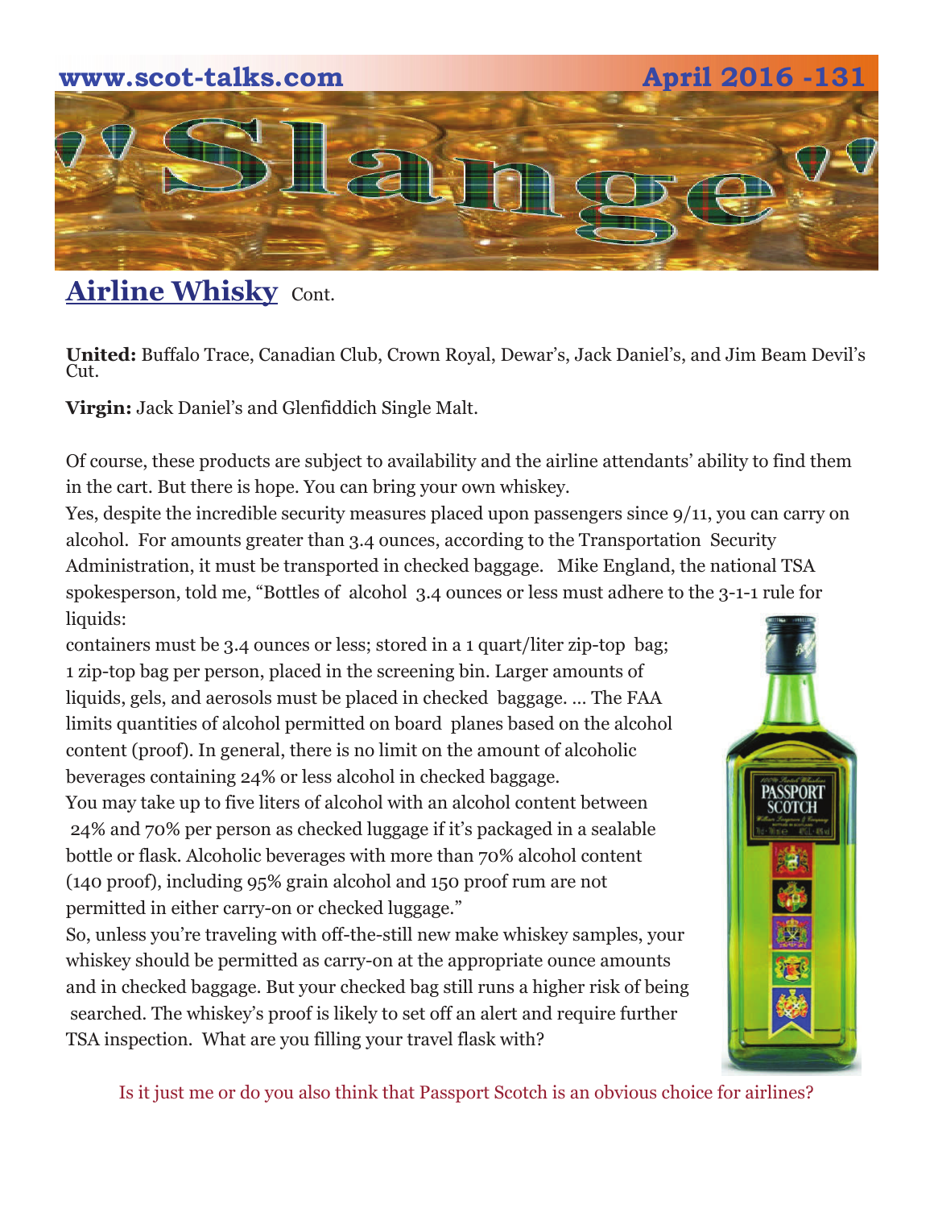## Airline Whisky Cont.

**United:** Buffalo Trace, Canadian Club, Crown Royal, Dewar's, Jack Daniel's, and Jim Beam Devil's Cut.

**Virgin:** Jack Daniel's and Glenfiddich Single Malt.

Of course, these products are subject to availability and the airline attendants' ability to find them in the cart. But there is hope. You can bring your own whiskey.

Yes, despite the incredible security measures placed upon passengers since 9/11, you can carry on alcohol. For amounts greater than 3.4 ounces, according to the Transportation Security Administration, it must be transported in checked baggage. Mike England, the national TSA spokesperson, told me, "Bottles of alcohol 3.4 ounces or less must adhere to the 3-1-1 rule for liquids:

containers must be 3.4 ounces or less; stored in a 1 quart/liter zip-top bag; 1 zip-top bag per person, placed in the screening bin. Larger amounts of liquids, gels, and aerosols must be placed in checked baggage. ... The FAA limits quantities of alcohol permitted on board planes based on the alcohol content (proof). In general, there is no limit on the amount of alcoholic beverages containing 24% or less alcohol in checked baggage.

You may take up to five liters of alcohol with an alcohol content between 24% and 70% per person as checked luggage if it's packaged in a sealable bottle or flask. Alcoholic beverages with more than 70% alcohol content (140 proof), including 95% grain alcohol and 150 proof rum are not permitted in either carry-on or checked luggage."

So, unless you're traveling with off-the-still new make whiskey samples, your whiskey should be permitted as carry-on at the appropriate ounce amounts and in checked baggage. But your checked bag still runs a higher risk of being searched. The whiskey's proof is likely to set off an alert and require further TSA inspection. What are you filling your travel flask with?

Is it just me or do you also think that Passport Scotch is an obvious choice for airlines?